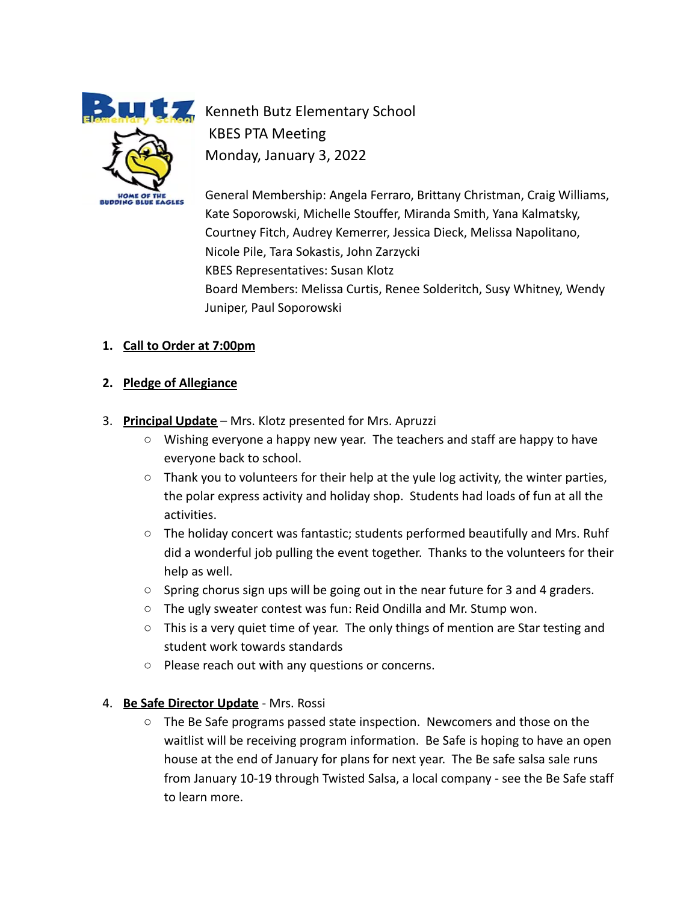Kenneth Butz Elementary School
KBES PTA Meeting
Monday, January 3, 2022

General Membership: Angela Ferraro, Brittany Christman, Craig Williams, Kate Soporowski, Michelle Stouffer, Miranda Smith, Yana Kalmatsky, Courtney Fitch, Audrey Kemerrer, Jessica Dieck, Melissa Napolitano, Nicole Pile, Tara Sokastis, John Zarzycki
KBES Representatives: Susan Klotz
Board Members: Melissa Curtis, Renee Solderitch, Susy Whitney, Wendy Juniper, Paul Soporowski

1. **Call to Order at 7:00pm**

2. **Pledge of Allegiance**

3. **Principal Update** – Mrs. Klotz presented for Mrs. Apruzzi
   - Wishing everyone a happy new year. The teachers and staff are happy to have everyone back to school.
   - Thank you to volunteers for their help at the yule log activity, the winter parties, the polar express activity and holiday shop. Students had loads of fun at all the activities.
   - The holiday concert was fantastic; students performed beautifully and Mrs. Ruhf did a wonderful job pulling the event together. Thanks to the volunteers for their help as well.
   - Spring chorus sign ups will be going out in the near future for 3 and 4 graders.
   - The ugly sweater contest was fun: Reid Ondilla and Mr. Stump won.
   - This is a very quiet time of year. The only things of mention are Star testing and student work towards standards
   - Please reach out with any questions or concerns.

4. **Be Safe Director Update** - Mrs. Rossi
   - The Be Safe programs passed state inspection. Newcomers and those on the waitlist will be receiving program information. Be Safe is hoping to have an open house at the end of January for plans for next year. The Be safe salsa sale runs from January 10-19 through Twisted Salsa, a local company - see the Be Safe staff to learn more.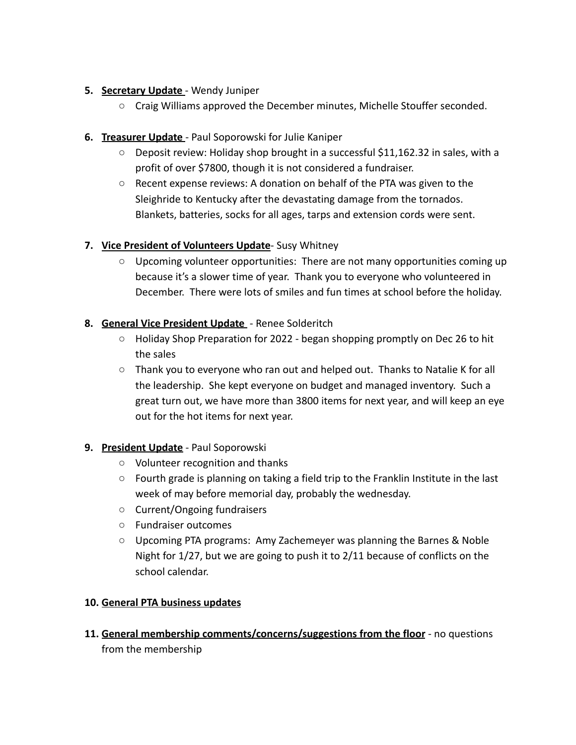5. **Secretary Update** - Wendy Juniper
    - Craig Williams approved the December minutes, Michelle Stouffer seconded.

6. **Treasurer Update** - Paul Soporowski for Julie Kaniper
    - Deposit review: Holiday shop brought in a successful $11,162.32 in sales, with a profit of over $7800, though it is not considered a fundraiser.
    - Recent expense reviews: A donation on behalf of the PTA was given to the Sleighride to Kentucky after the devastating damage from the tornados. Blankets, batteries, socks for all ages, tarps and extension cords were sent.

7. **Vice President of Volunteers Update**- Susy Whitney
    - Upcoming volunteer opportunities: There are not many opportunities coming up because it's a slower time of year. Thank you to everyone who volunteered in December. There were lots of smiles and fun times at school before the holiday.

8. **General Vice President Update** - Renee Solderitch
    - Holiday Shop Preparation for 2022 - began shopping promptly on Dec 26 to hit the sales
    - Thank you to everyone who ran out and helped out. Thanks to Natalie K for all the leadership. She kept everyone on budget and managed inventory. Such a great turn out, we have more than 3800 items for next year, and will keep an eye out for the hot items for next year.

9. **President Update** - Paul Soporowski
    - Volunteer recognition and thanks
    - Fourth grade is planning on taking a field trip to the Franklin Institute in the last week of may before memorial day, probably the wednesday.
    - Current/Ongoing fundraisers
    - Fundraiser outcomes
    - Upcoming PTA programs: Amy Zachemeyer was planning the Barnes & Noble Night for 1/27, but we are going to push it to 2/11 because of conflicts on the school calendar.

10. **General PTA business updates**

11. **General membership comments/concerns/suggestions from the floor** - no questions from the membership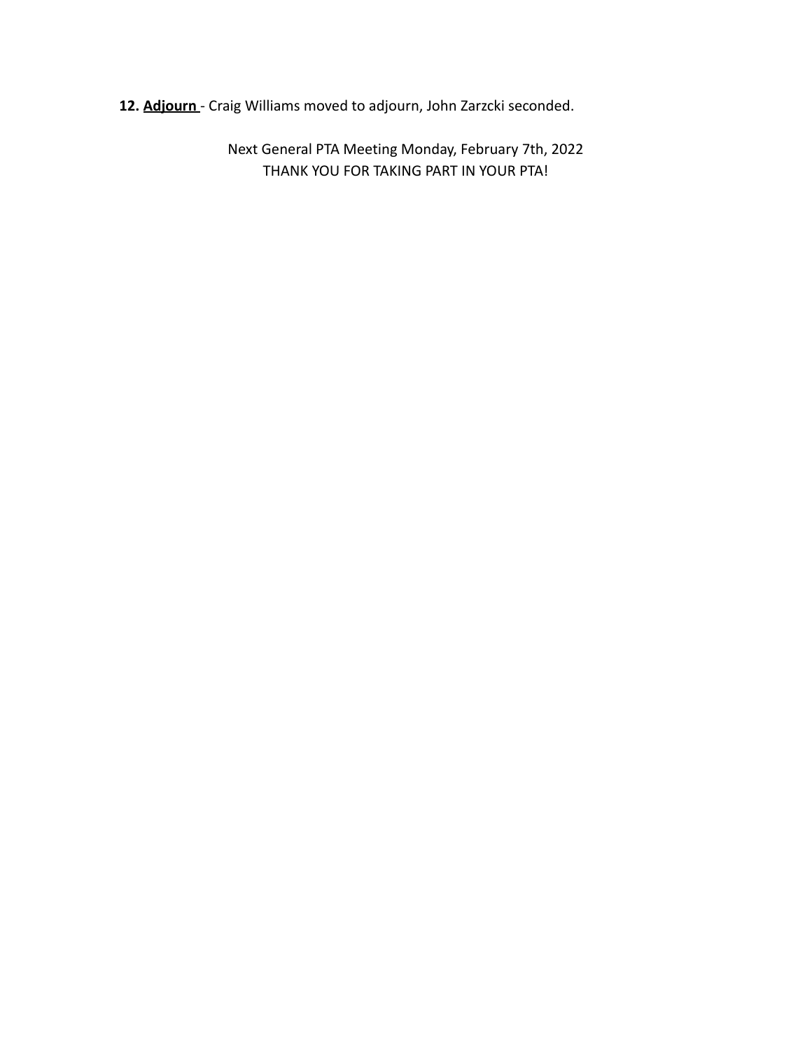**12. Adjourn** - Craig Williams moved to adjourn, John Zarzcki seconded.

Next General PTA Meeting Monday, February 7th, 2022
THANK YOU FOR TAKING PART IN YOUR PTA!